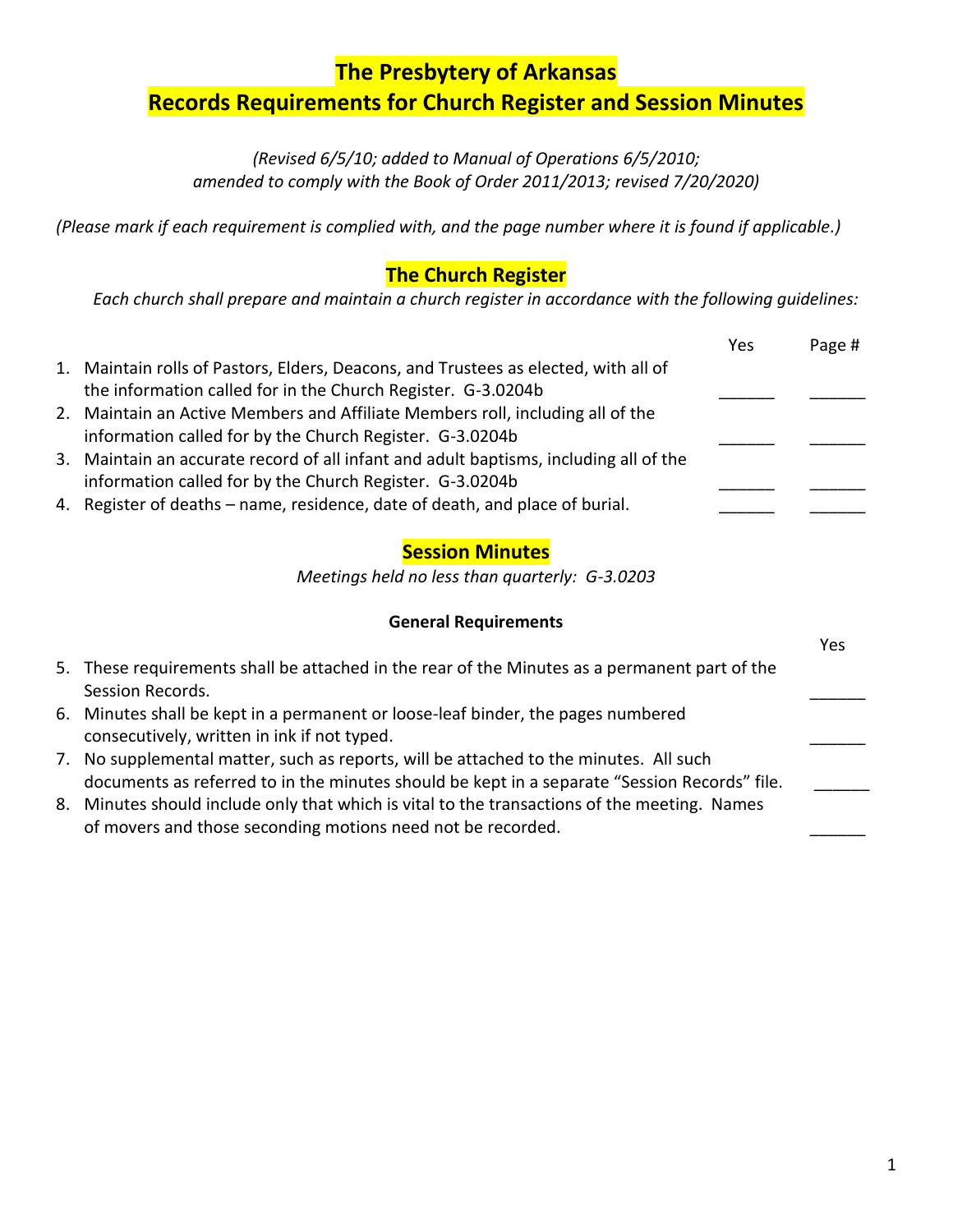# The Presbytery of Arkansas
# Records Requirements for Church Register and Session Minutes

*(Revised 6/5/10; added to Manual of Operations 6/5/2010; amended to comply with the Book of Order 2011/2013; revised 7/20/2020)*

*(Please mark if each requirement is complied with, and the page number where it is found if applicable.)*

## The Church Register

*Each church shall prepare and maintain a church register in accordance with the following guidelines:*

| | Requirement | Yes | Page # |
|---|---|---|---|
| 1. | Maintain rolls of Pastors, Elders, Deacons, and Trustees as elected, with all of the information called for in the Church Register. G-3.0204b | ______ | ______ |
| 2. | Maintain an Active Members and Affiliate Members roll, including all of the information called for by the Church Register. G-3.0204b | ______ | ______ |
| 3. | Maintain an accurate record of all infant and adult baptisms, including all of the information called for by the Church Register. G-3.0204b | ______ | ______ |
| 4. | Register of deaths – name, residence, date of death, and place of burial. | ______ | ______ |

## Session Minutes

*Meetings held no less than quarterly: G-3.0203*

### General Requirements

| | Requirement | Yes |
|---|---|---|
| 5. | These requirements shall be attached in the rear of the Minutes as a permanent part of the Session Records. | ______ |
| 6. | Minutes shall be kept in a permanent or loose-leaf binder, the pages numbered consecutively, written in ink if not typed. | ______ |
| 7. | No supplemental matter, such as reports, will be attached to the minutes. All such documents as referred to in the minutes should be kept in a separate "Session Records" file. | ______ |
| 8. | Minutes should include only that which is vital to the transactions of the meeting. Names of movers and those seconding motions need not be recorded. | ______ |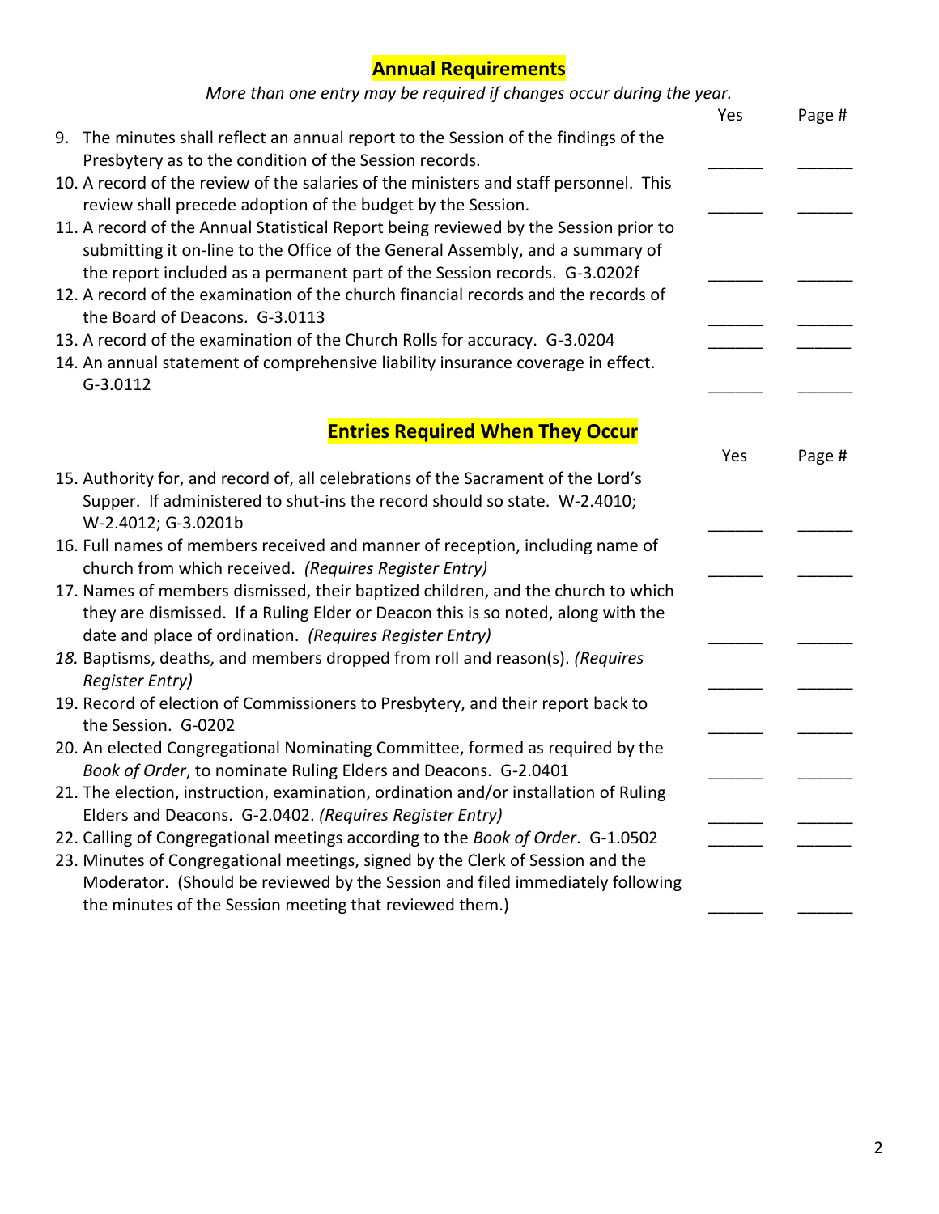## Annual Requirements

*More than one entry may be required if changes occur during the year.*

| Item | Yes | Page # |
|---|---|---|
| 9. The minutes shall reflect an annual report to the Session of the findings of the Presbytery as to the condition of the Session records. | ______ | ______ |
| 10. A record of the review of the salaries of the ministers and staff personnel. This review shall precede adoption of the budget by the Session. | ______ | ______ |
| 11. A record of the Annual Statistical Report being reviewed by the Session prior to submitting it on-line to the Office of the General Assembly, and a summary of the report included as a permanent part of the Session records. G-3.0202f | ______ | ______ |
| 12. A record of the examination of the church financial records and the records of the Board of Deacons. G-3.0113 | ______ | ______ |
| 13. A record of the examination of the Church Rolls for accuracy. G-3.0204 | ______ | ______ |
| 14. An annual statement of comprehensive liability insurance coverage in effect. G-3.0112 | ______ | ______ |

## Entries Required When They Occur

| Item | Yes | Page # |
|---|---|---|
| 15. Authority for, and record of, all celebrations of the Sacrament of the Lord's Supper. If administered to shut-ins the record should so state. W-2.4010; W-2.4012; G-3.0201b | ______ | ______ |
| 16. Full names of members received and manner of reception, including name of church from which received. *(Requires Register Entry)* | ______ | ______ |
| 17. Names of members dismissed, their baptized children, and the church to which they are dismissed. If a Ruling Elder or Deacon this is so noted, along with the date and place of ordination. *(Requires Register Entry)* | ______ | ______ |
| *18.* Baptisms, deaths, and members dropped from roll and reason(s). *(Requires Register Entry)* | ______ | ______ |
| 19. Record of election of Commissioners to Presbytery, and their report back to the Session. G-0202 | ______ | ______ |
| 20. An elected Congregational Nominating Committee, formed as required by the *Book of Order*, to nominate Ruling Elders and Deacons. G-2.0401 | ______ | ______ |
| 21. The election, instruction, examination, ordination and/or installation of Ruling Elders and Deacons. G-2.0402. *(Requires Register Entry)* | ______ | ______ |
| 22. Calling of Congregational meetings according to the *Book of Order*. G-1.0502 | ______ | ______ |
| 23. Minutes of Congregational meetings, signed by the Clerk of Session and the Moderator. (Should be reviewed by the Session and filed immediately following the minutes of the Session meeting that reviewed them.) | ______ | ______ |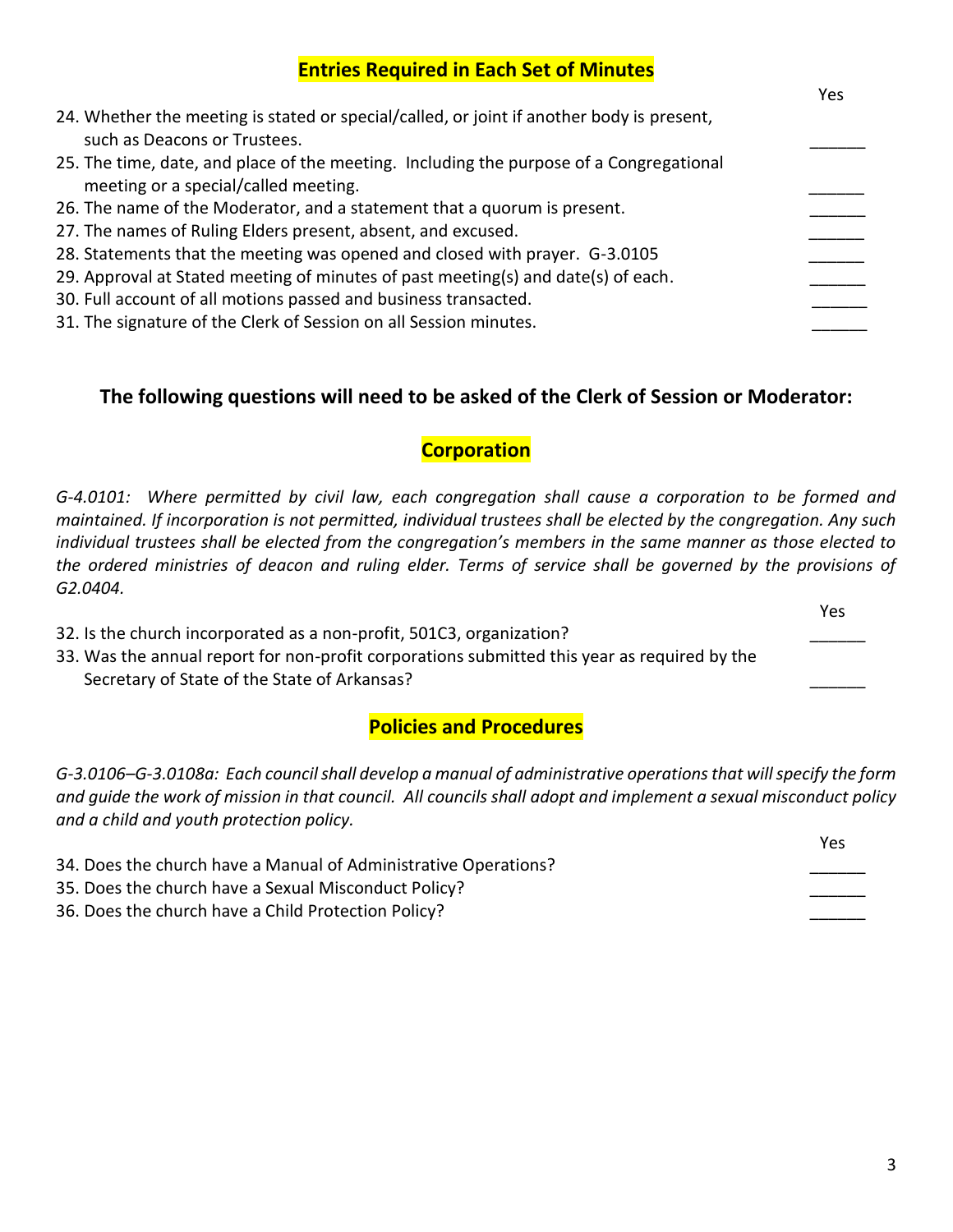## Entries Required in Each Set of Minutes

| | Yes |
|---|---|
| 24. Whether the meeting is stated or special/called, or joint if another body is present, such as Deacons or Trustees. | ______ |
| 25. The time, date, and place of the meeting. Including the purpose of a Congregational meeting or a special/called meeting. | ______ |
| 26. The name of the Moderator, and a statement that a quorum is present. | ______ |
| 27. The names of Ruling Elders present, absent, and excused. | ______ |
| 28. Statements that the meeting was opened and closed with prayer. G-3.0105 | ______ |
| 29. Approval at Stated meeting of minutes of past meeting(s) and date(s) of each. | ______ |
| 30. Full account of all motions passed and business transacted. | ______ |
| 31. The signature of the Clerk of Session on all Session minutes. | ______ |

## The following questions will need to be asked of the Clerk of Session or Moderator:

## Corporation

*G-4.0101: Where permitted by civil law, each congregation shall cause a corporation to be formed and maintained. If incorporation is not permitted, individual trustees shall be elected by the congregation. Any such individual trustees shall be elected from the congregation's members in the same manner as those elected to the ordered ministries of deacon and ruling elder. Terms of service shall be governed by the provisions of G2.0404.*

| | Yes |
|---|---|
| 32. Is the church incorporated as a non-profit, 501C3, organization? | ______ |
| 33. Was the annual report for non-profit corporations submitted this year as required by the Secretary of State of the State of Arkansas? | ______ |

## Policies and Procedures

*G-3.0106–G-3.0108a: Each council shall develop a manual of administrative operations that will specify the form and guide the work of mission in that council. All councils shall adopt and implement a sexual misconduct policy and a child and youth protection policy.*

| | Yes |
|---|---|
| 34. Does the church have a Manual of Administrative Operations? | ______ |
| 35. Does the church have a Sexual Misconduct Policy? | ______ |
| 36. Does the church have a Child Protection Policy? | ______ |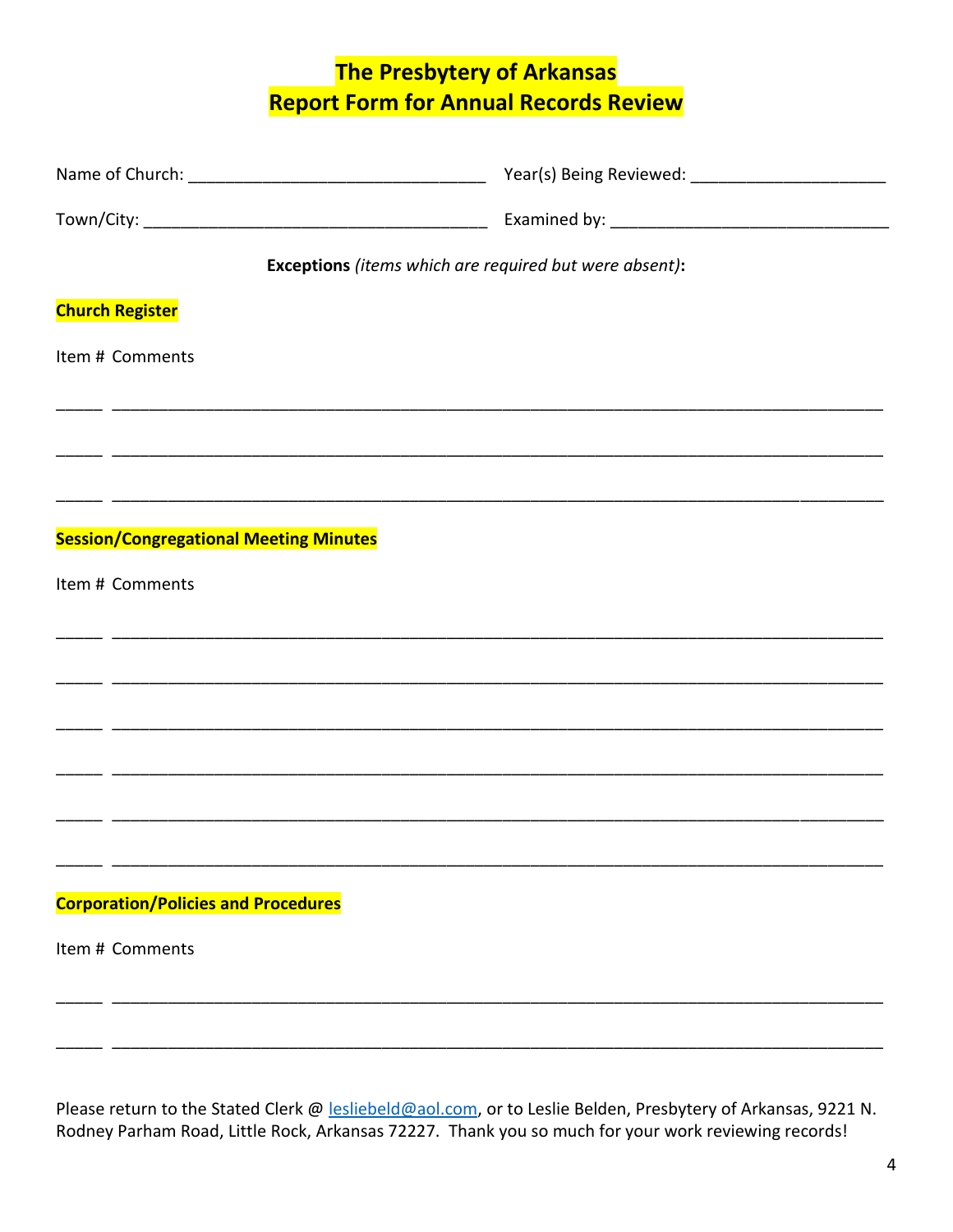# The Presbytery of Arkansas
# Report Form for Annual Records Review

Name of Church: ________________________________ Year(s) Being Reviewed: ____________________

Town/City: _____________________________________ Examined by: ______________________________

**Exceptions** *(items which are required but were absent)***:**

## Church Register

Item # Comments

_____ ________________________________________________________________________________

_____ ________________________________________________________________________________

_____ ________________________________________________________________________________

## Session/Congregational Meeting Minutes

Item # Comments

_____ ________________________________________________________________________________

_____ ________________________________________________________________________________

_____ ________________________________________________________________________________

_____ ________________________________________________________________________________

_____ ________________________________________________________________________________

_____ ________________________________________________________________________________

## Corporation/Policies and Procedures

Item # Comments

_____ ________________________________________________________________________________

_____ ________________________________________________________________________________

Please return to the Stated Clerk @ lesliebeld@aol.com, or to Leslie Belden, Presbytery of Arkansas, 9221 N. Rodney Parham Road, Little Rock, Arkansas 72227. Thank you so much for your work reviewing records!